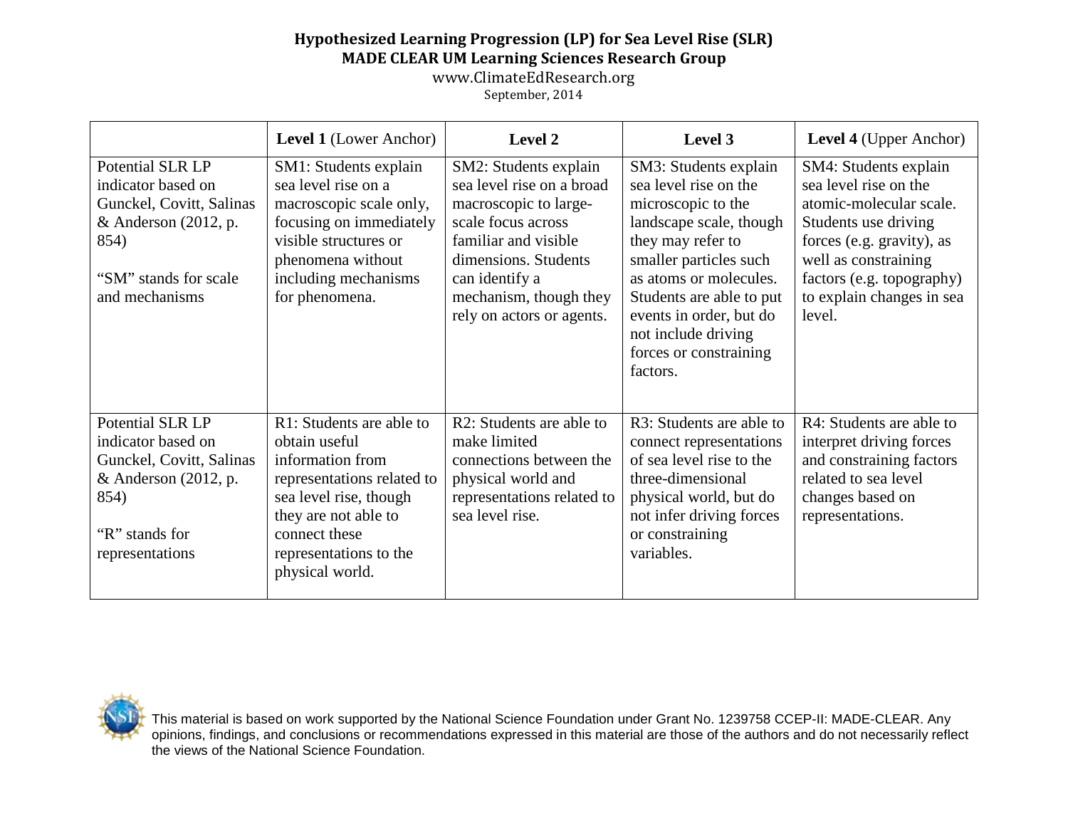# Hypothesized Learning Progression (LP) for Sea Level Rise (SLR)

**MADE CLEAR UM Learning Sciences Research Group**

www.ClimateEdResearch.org

September, 2014

| | **Level 1** (Lower Anchor) | **Level 2** | **Level 3** | **Level 4** (Upper Anchor) |
|---|---|---|---|---|
| Potential SLR LP indicator based on Gunckel, Covitt, Salinas & Anderson (2012, p. 854)<br><br>"SM" stands for scale and mechanisms | SM1: Students explain sea level rise on a macroscopic scale only, focusing on immediately visible structures or phenomena without including mechanisms for phenomena. | SM2: Students explain sea level rise on a broad macroscopic to large-scale focus across familiar and visible dimensions. Students can identify a mechanism, though they rely on actors or agents. | SM3: Students explain sea level rise on the microscopic to the landscape scale, though they may refer to smaller particles such as atoms or molecules. Students are able to put events in order, but do not include driving forces or constraining factors. | SM4: Students explain sea level rise on the atomic-molecular scale. Students use driving forces (e.g. gravity), as well as constraining factors (e.g. topography) to explain changes in sea level. |
| Potential SLR LP indicator based on Gunckel, Covitt, Salinas & Anderson (2012, p. 854)<br><br>"R" stands for representations | R1: Students are able to obtain useful information from representations related to sea level rise, though they are not able to connect these representations to the physical world. | R2: Students are able to make limited connections between the physical world and representations related to sea level rise. | R3: Students are able to connect representations of sea level rise to the three-dimensional physical world, but do not infer driving forces or constraining variables. | R4: Students are able to interpret driving forces and constraining factors related to sea level changes based on representations. |

This material is based on work supported by the National Science Foundation under Grant No. 1239758 CCEP-II: MADE-CLEAR. Any opinions, findings, and conclusions or recommendations expressed in this material are those of the authors and do not necessarily reflect the views of the National Science Foundation.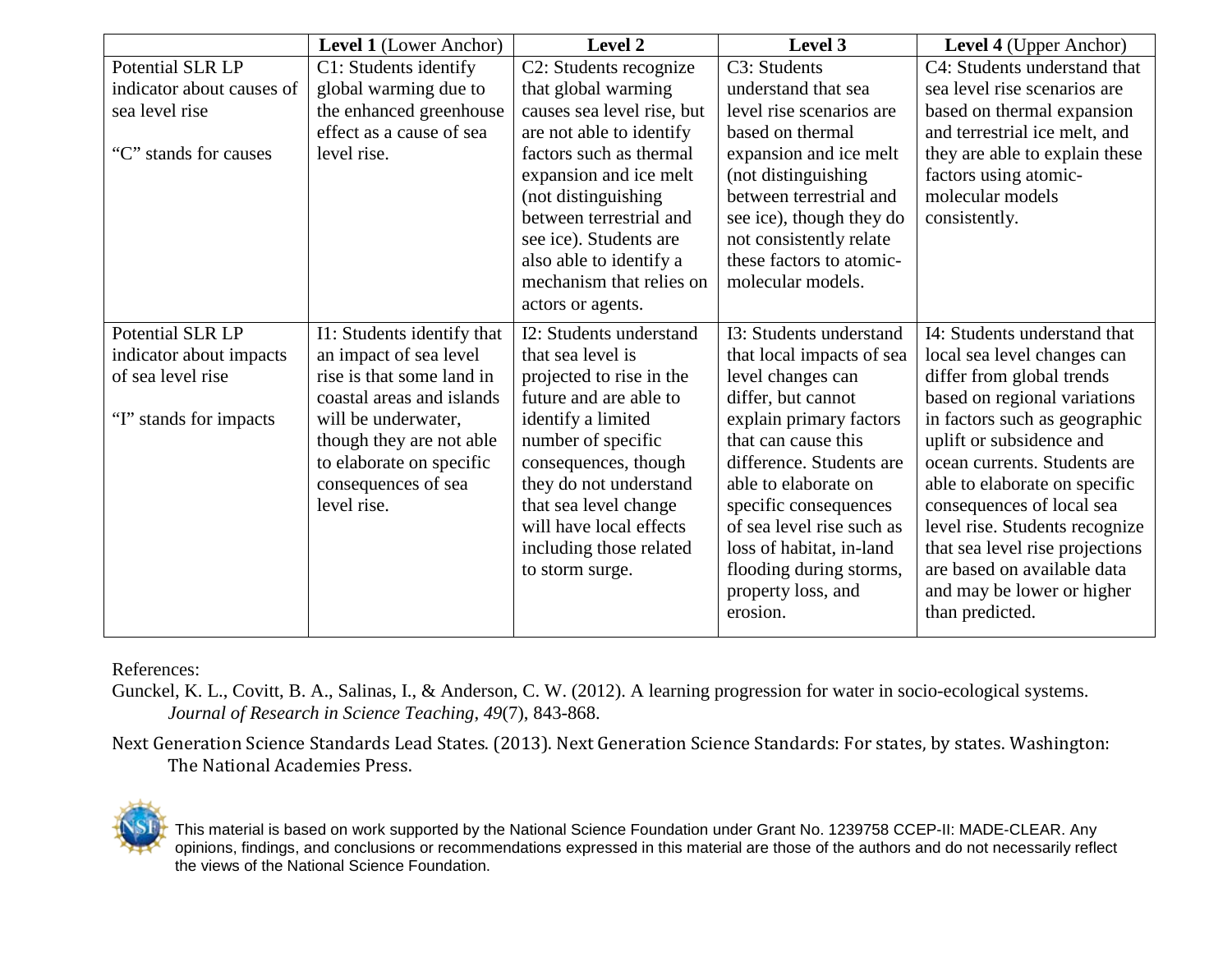| | **Level 1** (Lower Anchor) | **Level 2** | **Level 3** | **Level 4** (Upper Anchor) |
|---|---|---|---|---|
| Potential SLR LP indicator about causes of sea level rise<br><br>“C” stands for causes | C1: Students identify global warming due to the enhanced greenhouse effect as a cause of sea level rise. | C2: Students recognize that global warming causes sea level rise, but are not able to identify factors such as thermal expansion and ice melt (not distinguishing between terrestrial and see ice). Students are also able to identify a mechanism that relies on actors or agents. | C3: Students understand that sea level rise scenarios are based on thermal expansion and ice melt (not distinguishing between terrestrial and see ice), though they do not consistently relate these factors to atomic-molecular models. | C4: Students understand that sea level rise scenarios are based on thermal expansion and terrestrial ice melt, and they are able to explain these factors using atomic-molecular models consistently. |
| Potential SLR LP indicator about impacts of sea level rise<br><br>“I” stands for impacts | I1: Students identify that an impact of sea level rise is that some land in coastal areas and islands will be underwater, though they are not able to elaborate on specific consequences of sea level rise. | I2: Students understand that sea level is projected to rise in the future and are able to identify a limited number of specific consequences, though they do not understand that sea level change will have local effects including those related to storm surge. | I3: Students understand that local impacts of sea level changes can differ, but cannot explain primary factors that can cause this difference. Students are able to elaborate on specific consequences of sea level rise such as loss of habitat, in-land flooding during storms, property loss, and erosion. | I4: Students understand that local sea level changes can differ from global trends based on regional variations in factors such as geographic uplift or subsidence and ocean currents. Students are able to elaborate on specific consequences of local sea level rise. Students recognize that sea level rise projections are based on available data and may be lower or higher than predicted. |

References:

Gunckel, K. L., Covitt, B. A., Salinas, I., & Anderson, C. W. (2012). A learning progression for water in socio-ecological systems. *Journal of Research in Science Teaching*, *49*(7), 843-868.

Next Generation Science Standards Lead States. (2013). Next Generation Science Standards: For states, by states. Washington: The National Academies Press.

This material is based on work supported by the National Science Foundation under Grant No. 1239758 CCEP-II: MADE-CLEAR. Any opinions, findings, and conclusions or recommendations expressed in this material are those of the authors and do not necessarily reflect the views of the National Science Foundation.